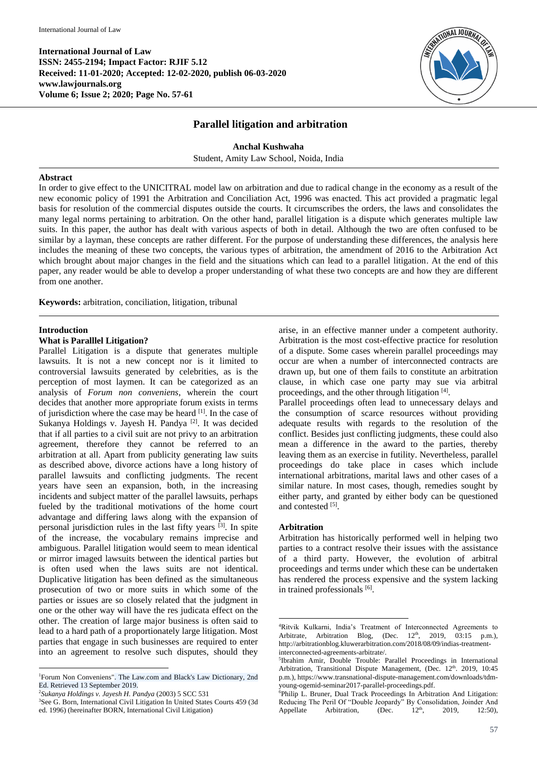**International Journal of Law**
**ISSN: 2455-2194; Impact Factor: RJIF 5.12**
**Received: 11-01-2020; Accepted: 12-02-2020, publish 06-03-2020**
**www.lawjournals.org**
**Volume 6; Issue 2; 2020; Page No. 57-61**

# Parallel litigation and arbitration

**Anchal Kushwaha**

Student, Amity Law School, Noida, India

## Abstract

In order to give effect to the UNICITRAL model law on arbitration and due to radical change in the economy as a result of the new economic policy of 1991 the Arbitration and Conciliation Act, 1996 was enacted. This act provided a pragmatic legal basis for resolution of the commercial disputes outside the courts. It circumscribes the orders, the laws and consolidates the many legal norms pertaining to arbitration. On the other hand, parallel litigation is a dispute which generates multiple law suits. In this paper, the author has dealt with various aspects of both in detail. Although the two are often confused to be similar by a layman, these concepts are rather different. For the purpose of understanding these differences, the analysis here includes the meaning of these two concepts, the various types of arbitration, the amendment of 2016 to the Arbitration Act which brought about major changes in the field and the situations which can lead to a parallel litigation. At the end of this paper, any reader would be able to develop a proper understanding of what these two concepts are and how they are different from one another.

**Keywords:** arbitration, conciliation, litigation, tribunal

## Introduction

### What is Paralllel Litigation?

Parallel Litigation is a dispute that generates multiple lawsuits. It is not a new concept nor is it limited to controversial lawsuits generated by celebrities, as is the perception of most laymen. It can be categorized as an analysis of *Forum non conveniens*, wherein the court decides that another more appropriate forum exists in terms of jurisdiction where the case may be heard [1]. In the case of Sukanya Holdings v. Jayesh H. Pandya [2]. It was decided that if all parties to a civil suit are not privy to an arbitration agreement, therefore they cannot be referred to an arbitration at all. Apart from publicity generating law suits as described above, divorce actions have a long history of parallel lawsuits and conflicting judgments. The recent years have seen an expansion, both, in the increasing incidents and subject matter of the parallel lawsuits, perhaps fueled by the traditional motivations of the home court advantage and differing laws along with the expansion of personal jurisdiction rules in the last fifty years [3]. In spite of the increase, the vocabulary remains imprecise and ambiguous. Parallel litigation would seem to mean identical or mirror imaged lawsuits between the identical parties but is often used when the laws suits are not identical. Duplicative litigation has been defined as the simultaneous prosecution of two or more suits in which some of the parties or issues are so closely related that the judgment in one or the other way will have the res judicata effect on the other. The creation of large major business is often said to lead to a hard path of a proportionately large litigation. Most parties that engage in such businesses are required to enter into an agreement to resolve such disputes, should they arise, in an effective manner under a competent authority. Arbitration is the most cost-effective practice for resolution of a dispute. Some cases wherein parallel proceedings may occur are when a number of interconnected contracts are drawn up, but one of them fails to constitute an arbitration clause, in which case one party may sue via arbitral proceedings, and the other through litigation [4].

Parallel proceedings often lead to unnecessary delays and the consumption of scarce resources without providing adequate results with regards to the resolution of the conflict. Besides just conflicting judgments, these could also mean a difference in the award to the parties, thereby leaving them as an exercise in futility. Nevertheless, parallel proceedings do take place in cases which include international arbitrations, marital laws and other cases of a similar nature. In most cases, though, remedies sought by either party, and granted by either body can be questioned and contested [5].

### Arbitration

Arbitration has historically performed well in helping two parties to a contract resolve their issues with the assistance of a third party. However, the evolution of arbitral proceedings and terms under which these can be undertaken has rendered the process expensive and the system lacking in trained professionals [6].

---

[1] Forum Non Conveniens". The Law.com and Black's Law Dictionary, 2nd Ed. Retrieved 13 September 2019.

[2] *Sukanya Holdings v. Jayesh H. Pandya* (2003) 5 SCC 531

[3] See G. Born, International Civil Litigation In United States Courts 459 (3d ed. 1996) (hereinafter BORN, International Civil Litigation)

[4] Ritvik Kulkarni, India's Treatment of Interconnected Agreements to Arbitrate, Arbitration Blog, (Dec. 12th, 2019, 03:15 p.m.), http://arbitrationblog.kluwerarbitration.com/2018/08/09/indias-treatment-interconnected-agreements-arbitrate/.

[5] Ibrahim Amir, Double Trouble: Parallel Proceedings in International Arbitration, Transitional Dispute Management, (Dec. 12th. 2019, 10:45 p.m.), https://www.transnational-dispute-management.com/downloads/tdm-young-ogemid-seminar2017-parallel-proceedings.pdf.

[6] Philip L. Bruner, Dual Track Proceedings In Arbitration And Litigation: Reducing The Peril Of "Double Jeopardy" By Consolidation, Joinder And Appellate Arbitration, (Dec. 12th, 2019, 12:50),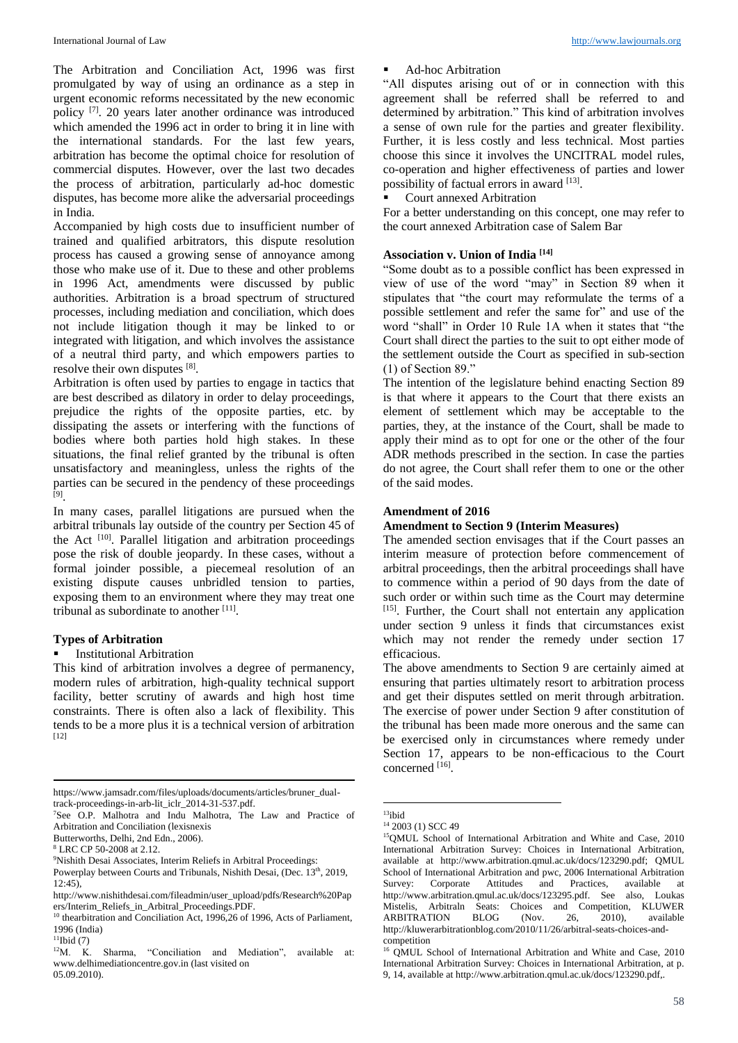The Arbitration and Conciliation Act, 1996 was first promulgated by way of using an ordinance as a step in urgent economic reforms necessitated by the new economic policy [7]. 20 years later another ordinance was introduced which amended the 1996 act in order to bring it in line with the international standards. For the last few years, arbitration has become the optimal choice for resolution of commercial disputes. However, over the last two decades the process of arbitration, particularly ad-hoc domestic disputes, has become more alike the adversarial proceedings in India.

Accompanied by high costs due to insufficient number of trained and qualified arbitrators, this dispute resolution process has caused a growing sense of annoyance among those who make use of it. Due to these and other problems in 1996 Act, amendments were discussed by public authorities. Arbitration is a broad spectrum of structured processes, including mediation and conciliation, which does not include litigation though it may be linked to or integrated with litigation, and which involves the assistance of a neutral third party, and which empowers parties to resolve their own disputes [8].

Arbitration is often used by parties to engage in tactics that are best described as dilatory in order to delay proceedings, prejudice the rights of the opposite parties, etc. by dissipating the assets or interfering with the functions of bodies where both parties hold high stakes. In these situations, the final relief granted by the tribunal is often unsatisfactory and meaningless, unless the rights of the parties can be secured in the pendency of these proceedings [9].

In many cases, parallel litigations are pursued when the arbitral tribunals lay outside of the country per Section 45 of the Act [10]. Parallel litigation and arbitration proceedings pose the risk of double jeopardy. In these cases, without a formal joinder possible, a piecemeal resolution of an existing dispute causes unbridled tension to parties, exposing them to an environment where they may treat one tribunal as subordinate to another [11].

### Types of Arbitration

- Institutional Arbitration

This kind of arbitration involves a degree of permanency, modern rules of arbitration, high-quality technical support facility, better scrutiny of awards and high host time constraints. There is often also a lack of flexibility. This tends to be a more plus it is a technical version of arbitration [12]

- Ad-hoc Arbitration

"All disputes arising out of or in connection with this agreement shall be referred shall be referred to and determined by arbitration." This kind of arbitration involves a sense of own rule for the parties and greater flexibility. Further, it is less costly and less technical. Most parties choose this since it involves the UNCITRAL model rules, co-operation and higher effectiveness of parties and lower possibility of factual errors in award [13].

- Court annexed Arbitration

For a better understanding on this concept, one may refer to the court annexed Arbitration case of Salem Bar

### Association v. Union of India [14]

"Some doubt as to a possible conflict has been expressed in view of use of the word "may" in Section 89 when it stipulates that "the court may reformulate the terms of a possible settlement and refer the same for" and use of the word "shall" in Order 10 Rule 1A when it states that "the Court shall direct the parties to the suit to opt either mode of the settlement outside the Court as specified in sub-section (1) of Section 89."

The intention of the legislature behind enacting Section 89 is that where it appears to the Court that there exists an element of settlement which may be acceptable to the parties, they, at the instance of the Court, shall be made to apply their mind as to opt for one or the other of the four ADR methods prescribed in the section. In case the parties do not agree, the Court shall refer them to one or the other of the said modes.

### Amendment of 2016

### Amendment to Section 9 (Interim Measures)

The amended section envisages that if the Court passes an interim measure of protection before commencement of arbitral proceedings, then the arbitral proceedings shall have to commence within a period of 90 days from the date of such order or within such time as the Court may determine [15]. Further, the Court shall not entertain any application under section 9 unless it finds that circumstances exist which may not render the remedy under section 17 efficacious.

The above amendments to Section 9 are certainly aimed at ensuring that parties ultimately resort to arbitration process and get their disputes settled on merit through arbitration. The exercise of power under Section 9 after constitution of the tribunal has been made more onerous and the same can be exercised only in circumstances where remedy under Section 17, appears to be non-efficacious to the Court concerned [16].

---

https://www.jamsadr.com/files/uploads/documents/articles/bruner_dual-track-proceedings-in-arb-lit_iclr_2014-31-537.pdf.

[7] See O.P. Malhotra and Indu Malhotra, The Law and Practice of Arbitration and Conciliation (lexisnexis Butterworths, Delhi, 2nd Edn., 2006).

[8] LRC CP 50-2008 at 2.12.

[9] Nishith Desai Associates, Interim Reliefs in Arbitral Proceedings: Powerplay between Courts and Tribunals, Nishith Desai, (Dec. 13th, 2019, 12:45), http://www.nishithdesai.com/fileadmin/user_upload/pdfs/Research%20Papers/Interim_Reliefs_in_Arbitral_Proceedings.PDF.

[10] thearbitration and Conciliation Act, 1996,26 of 1996, Acts of Parliament, 1996 (India)

[11] Ibid (7)

[12] M. K. Sharma, "Conciliation and Mediation", available at: www.delhimediationcentre.gov.in (last visited on 05.09.2010).

[13] ibid

[14] 2003 (1) SCC 49

[15] QMUL School of International Arbitration and White and Case, 2010 International Arbitration Survey: Choices in International Arbitration, available at http://www.arbitration.qmul.ac.uk/docs/123290.pdf; QMUL School of International Arbitration and pwc, 2006 International Arbitration Survey: Corporate Attitudes and Practices, available at http://www.arbitration.qmul.ac.uk/docs/123295.pdf. See also, Loukas Mistelis, Arbitraln Seats: Choices and Competition, KLUWER ARBITRATION BLOG (Nov. 26, 2010), available http://kluwerarbitrationblog.com/2010/11/26/arbitral-seats-choices-and-competition

[16] QMUL School of International Arbitration and White and Case, 2010 International Arbitration Survey: Choices in International Arbitration, at p. 9, 14, available at http://www.arbitration.qmul.ac.uk/docs/123290.pdf,.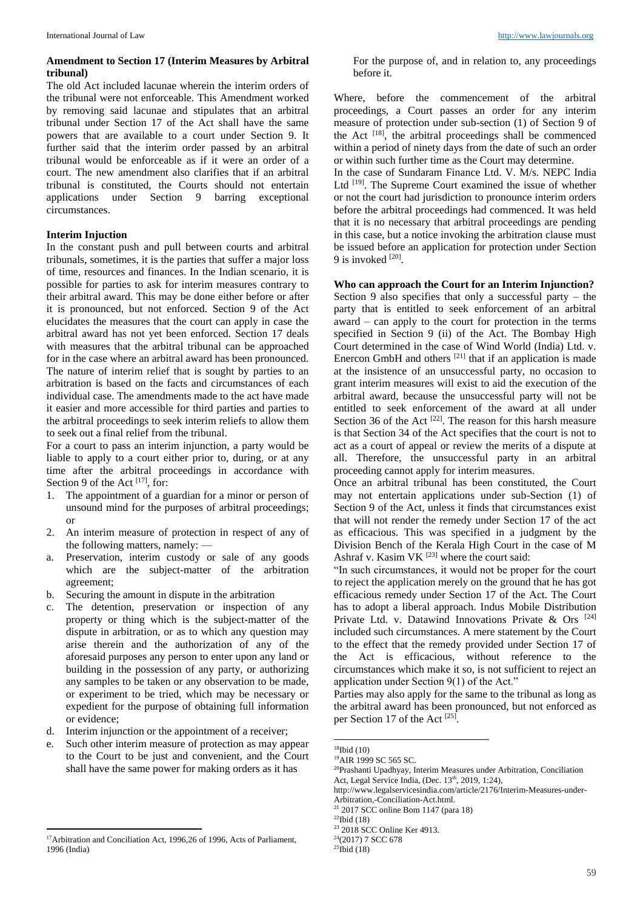**Amendment to Section 17 (Interim Measures by Arbitral tribunal)**

The old Act included lacunae wherein the interim orders of the tribunal were not enforceable. This Amendment worked by removing said lacunae and stipulates that an arbitral tribunal under Section 17 of the Act shall have the same powers that are available to a court under Section 9. It further said that the interim order passed by an arbitral tribunal would be enforceable as if it were an order of a court. The new amendment also clarifies that if an arbitral tribunal is constituted, the Courts should not entertain applications under Section 9 barring exceptional circumstances.

**Interim Injuction**

In the constant push and pull between courts and arbitral tribunals, sometimes, it is the parties that suffer a major loss of time, resources and finances. In the Indian scenario, it is possible for parties to ask for interim measures contrary to their arbitral award. This may be done either before or after it is pronounced, but not enforced. Section 9 of the Act elucidates the measures that the court can apply in case the arbitral award has not yet been enforced. Section 17 deals with measures that the arbitral tribunal can be approached for in the case where an arbitral award has been pronounced. The nature of interim relief that is sought by parties to an arbitration is based on the facts and circumstances of each individual case. The amendments made to the act have made it easier and more accessible for third parties and parties to the arbitral proceedings to seek interim reliefs to allow them to seek out a final relief from the tribunal.

For a court to pass an interim injunction, a party would be liable to apply to a court either prior to, during, or at any time after the arbitral proceedings in accordance with Section 9 of the Act [17], for:

1. The appointment of a guardian for a minor or person of unsound mind for the purposes of arbitral proceedings; or
2. An interim measure of protection in respect of any of the following matters, namely: —
   a. Preservation, interim custody or sale of any goods which are the subject-matter of the arbitration agreement;
   b. Securing the amount in dispute in the arbitration
   c. The detention, preservation or inspection of any property or thing which is the subject-matter of the dispute in arbitration, or as to which any question may arise therein and the authorization of any of the aforesaid purposes any person to enter upon any land or building in the possession of any party, or authorizing any samples to be taken or any observation to be made, or experiment to be tried, which may be necessary or expedient for the purpose of obtaining full information or evidence;
   d. Interim injunction or the appointment of a receiver;
   e. Such other interim measure of protection as may appear to the Court to be just and convenient, and the Court shall have the same power for making orders as it has

   For the purpose of, and in relation to, any proceedings before it.

Where, before the commencement of the arbitral proceedings, a Court passes an order for any interim measure of protection under sub-section (1) of Section 9 of the Act [18], the arbitral proceedings shall be commenced within a period of ninety days from the date of such an order or within such further time as the Court may determine.

In the case of Sundaram Finance Ltd. V. M/s. NEPC India Ltd [19]. The Supreme Court examined the issue of whether or not the court had jurisdiction to pronounce interim orders before the arbitral proceedings had commenced. It was held that it is no necessary that arbitral proceedings are pending in this case, but a notice invoking the arbitration clause must be issued before an application for protection under Section 9 is invoked [20].

**Who can approach the Court for an Interim Injunction?**

Section 9 also specifies that only a successful party – the party that is entitled to seek enforcement of an arbitral award – can apply to the court for protection in the terms specified in Section 9 (ii) of the Act. The Bombay High Court determined in the case of Wind World (India) Ltd. v. Enercon GmbH and others [21] that if an application is made at the insistence of an unsuccessful party, no occasion to grant interim measures will exist to aid the execution of the arbitral award, because the unsuccessful party will not be entitled to seek enforcement of the award at all under Section 36 of the Act [22]. The reason for this harsh measure is that Section 34 of the Act specifies that the court is not to act as a court of appeal or review the merits of a dispute at all. Therefore, the unsuccessful party in an arbitral proceeding cannot apply for interim measures.

Once an arbitral tribunal has been constituted, the Court may not entertain applications under sub-Section (1) of Section 9 of the Act, unless it finds that circumstances exist that will not render the remedy under Section 17 of the act as efficacious. This was specified in a judgment by the Division Bench of the Kerala High Court in the case of M Ashraf v. Kasim VK [23] where the court said:

"In such circumstances, it would not be proper for the court to reject the application merely on the ground that he has got efficacious remedy under Section 17 of the Act. The Court has to adopt a liberal approach. Indus Mobile Distribution Private Ltd. v. Datawind Innovations Private & Ors [24] included such circumstances. A mere statement by the Court to the effect that the remedy provided under Section 17 of the Act is efficacious, without reference to the circumstances which make it so, is not sufficient to reject an application under Section 9(1) of the Act."

Parties may also apply for the same to the tribunal as long as the arbitral award has been pronounced, but not enforced as per Section 17 of the Act [25].

---

[17] Arbitration and Conciliation Act, 1996,26 of 1996, Acts of Parliament, 1996 (India)

[18] Ibid (10)

[19] AIR 1999 SC 565 SC.

[20] Prashanti Upadhyay, Interim Measures under Arbitration, Conciliation Act, Legal Service India, (Dec. 13th, 2019, 1:24), http://www.legalservicesindia.com/article/2176/Interim-Measures-under-Arbitration,-Conciliation-Act.html.

[21] 2017 SCC online Bom 1147 (para 18)

[22] Ibid (18)

[23] 2018 SCC Online Ker 4913.

[24] (2017) 7 SCC 678

[25] Ibid (18)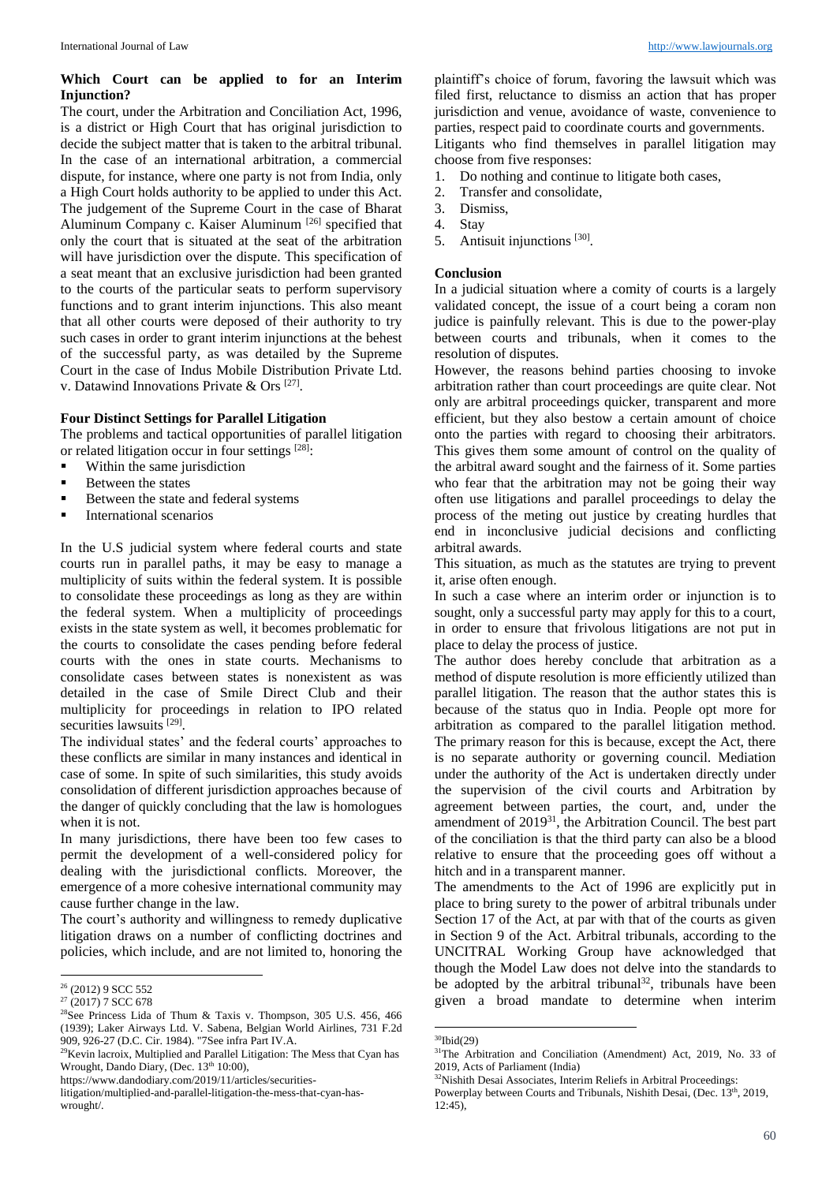### Which Court can be applied to for an Interim Injunction?

The court, under the Arbitration and Conciliation Act, 1996, is a district or High Court that has original jurisdiction to decide the subject matter that is taken to the arbitral tribunal. In the case of an international arbitration, a commercial dispute, for instance, where one party is not from India, only a High Court holds authority to be applied to under this Act. The judgement of the Supreme Court in the case of Bharat Aluminum Company c. Kaiser Aluminum [26] specified that only the court that is situated at the seat of the arbitration will have jurisdiction over the dispute. This specification of a seat meant that an exclusive jurisdiction had been granted to the courts of the particular seats to perform supervisory functions and to grant interim injunctions. This also meant that all other courts were deposed of their authority to try such cases in order to grant interim injunctions at the behest of the successful party, as was detailed by the Supreme Court in the case of Indus Mobile Distribution Private Ltd. v. Datawind Innovations Private & Ors [27].

### Four Distinct Settings for Parallel Litigation

The problems and tactical opportunities of parallel litigation or related litigation occur in four settings [28]:

- Within the same jurisdiction
- Between the states
- Between the state and federal systems
- International scenarios

In the U.S judicial system where federal courts and state courts run in parallel paths, it may be easy to manage a multiplicity of suits within the federal system. It is possible to consolidate these proceedings as long as they are within the federal system. When a multiplicity of proceedings exists in the state system as well, it becomes problematic for the courts to consolidate the cases pending before federal courts with the ones in state courts. Mechanisms to consolidate cases between states is nonexistent as was detailed in the case of Smile Direct Club and their multiplicity for proceedings in relation to IPO related securities lawsuits [29].

The individual states' and the federal courts' approaches to these conflicts are similar in many instances and identical in case of some. In spite of such similarities, this study avoids consolidation of different jurisdiction approaches because of the danger of quickly concluding that the law is homologues when it is not.

In many jurisdictions, there have been too few cases to permit the development of a well-considered policy for dealing with the jurisdictional conflicts. Moreover, the emergence of a more cohesive international community may cause further change in the law.

The court's authority and willingness to remedy duplicative litigation draws on a number of conflicting doctrines and policies, which include, and are not limited to, honoring the plaintiff's choice of forum, favoring the lawsuit which was filed first, reluctance to dismiss an action that has proper jurisdiction and venue, avoidance of waste, convenience to parties, respect paid to coordinate courts and governments.

Litigants who find themselves in parallel litigation may choose from five responses:

1. Do nothing and continue to litigate both cases,
2. Transfer and consolidate,
3. Dismiss,
4. Stay
5. Antisuit injunctions [30].

### Conclusion

In a judicial situation where a comity of courts is a largely validated concept, the issue of a court being a coram non judice is painfully relevant. This is due to the power-play between courts and tribunals, when it comes to the resolution of disputes.

However, the reasons behind parties choosing to invoke arbitration rather than court proceedings are quite clear. Not only are arbitral proceedings quicker, transparent and more efficient, but they also bestow a certain amount of choice onto the parties with regard to choosing their arbitrators. This gives them some amount of control on the quality of the arbitral award sought and the fairness of it. Some parties who fear that the arbitration may not be going their way often use litigations and parallel proceedings to delay the process of the meting out justice by creating hurdles that end in inconclusive judicial decisions and conflicting arbitral awards.

This situation, as much as the statutes are trying to prevent it, arise often enough.

In such a case where an interim order or injunction is to sought, only a successful party may apply for this to a court, in order to ensure that frivolous litigations are not put in place to delay the process of justice.

The author does hereby conclude that arbitration as a method of dispute resolution is more efficiently utilized than parallel litigation. The reason that the author states this is because of the status quo in India. People opt more for arbitration as compared to the parallel litigation method. The primary reason for this is because, except the Act, there is no separate authority or governing council. Mediation under the authority of the Act is undertaken directly under the supervision of the civil courts and Arbitration by agreement between parties, the court, and, under the amendment of 2019[31], the Arbitration Council. The best part of the conciliation is that the third party can also be a blood relative to ensure that the proceeding goes off without a hitch and in a transparent manner.

The amendments to the Act of 1996 are explicitly put in place to bring surety to the power of arbitral tribunals under Section 17 of the Act, at par with that of the courts as given in Section 9 of the Act. Arbitral tribunals, according to the UNCITRAL Working Group have acknowledged that though the Model Law does not delve into the standards to be adopted by the arbitral tribunal[32], tribunals have been given a broad mandate to determine when interim

---

[26] (2012) 9 SCC 552

[27] (2017) 7 SCC 678

[28] See Princess Lida of Thum & Taxis v. Thompson, 305 U.S. 456, 466 (1939); Laker Airways Ltd. V. Sabena, Belgian World Airlines, 731 F.2d 909, 926-27 (D.C. Cir. 1984). "7See infra Part IV.A.

[29] Kevin lacroix, Multiplied and Parallel Litigation: The Mess that Cyan has Wrought, Dando Diary, (Dec. 13th 10:00), https://www.dandodiary.com/2019/11/articles/securities-litigation/multiplied-and-parallel-litigation-the-mess-that-cyan-has-wrought/.

[30] Ibid(29)

[31] The Arbitration and Conciliation (Amendment) Act, 2019, No. 33 of 2019, Acts of Parliament (India)

[32] Nishith Desai Associates, Interim Reliefs in Arbitral Proceedings: Powerplay between Courts and Tribunals, Nishith Desai, (Dec. 13th, 2019, 12:45),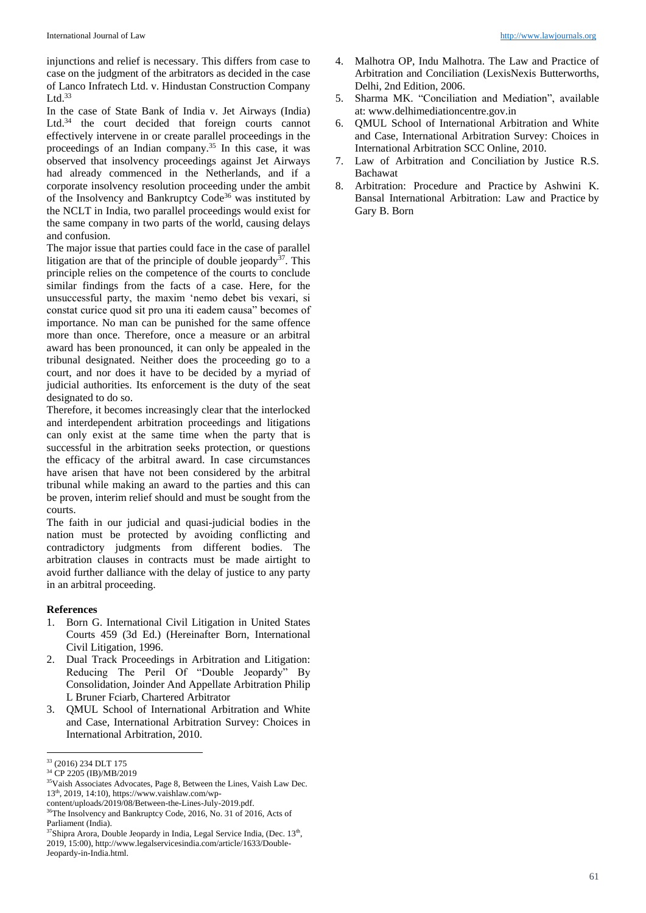injunctions and relief is necessary. This differs from case to case on the judgment of the arbitrators as decided in the case of Lanco Infratech Ltd. v. Hindustan Construction Company Ltd.[33]

In the case of State Bank of India v. Jet Airways (India) Ltd.[34] the court decided that foreign courts cannot effectively intervene in or create parallel proceedings in the proceedings of an Indian company.[35] In this case, it was observed that insolvency proceedings against Jet Airways had already commenced in the Netherlands, and if a corporate insolvency resolution proceeding under the ambit of the Insolvency and Bankruptcy Code[36] was instituted by the NCLT in India, two parallel proceedings would exist for the same company in two parts of the world, causing delays and confusion.

The major issue that parties could face in the case of parallel litigation are that of the principle of double jeopardy[37]. This principle relies on the competence of the courts to conclude similar findings from the facts of a case. Here, for the unsuccessful party, the maxim 'nemo debet bis vexari, si constat curice quod sit pro una iti eadem causa" becomes of importance. No man can be punished for the same offence more than once. Therefore, once a measure or an arbitral award has been pronounced, it can only be appealed in the tribunal designated. Neither does the proceeding go to a court, and nor does it have to be decided by a myriad of judicial authorities. Its enforcement is the duty of the seat designated to do so.

Therefore, it becomes increasingly clear that the interlocked and interdependent arbitration proceedings and litigations can only exist at the same time when the party that is successful in the arbitration seeks protection, or questions the efficacy of the arbitral award. In case circumstances have arisen that have not been considered by the arbitral tribunal while making an award to the parties and this can be proven, interim relief should and must be sought from the courts.

The faith in our judicial and quasi-judicial bodies in the nation must be protected by avoiding conflicting and contradictory judgments from different bodies. The arbitration clauses in contracts must be made airtight to avoid further dalliance with the delay of justice to any party in an arbitral proceeding.

**References**

1. Born G. International Civil Litigation in United States Courts 459 (3d Ed.) (Hereinafter Born, International Civil Litigation, 1996.
2. Dual Track Proceedings in Arbitration and Litigation: Reducing The Peril Of "Double Jeopardy" By Consolidation, Joinder And Appellate Arbitration Philip L Bruner Fciarb, Chartered Arbitrator
3. QMUL School of International Arbitration and White and Case, International Arbitration Survey: Choices in International Arbitration, 2010.
4. Malhotra OP, Indu Malhotra. The Law and Practice of Arbitration and Conciliation (LexisNexis Butterworths, Delhi, 2nd Edition, 2006.
5. Sharma MK. "Conciliation and Mediation", available at: www.delhimediationcentre.gov.in
6. QMUL School of International Arbitration and White and Case, International Arbitration Survey: Choices in International Arbitration SCC Online, 2010.
7. Law of Arbitration and Conciliation by Justice R.S. Bachawat
8. Arbitration: Procedure and Practice by Ashwini K. Bansal International Arbitration: Law and Practice by Gary B. Born

---

[33] (2016) 234 DLT 175

[34] CP 2205 (IB)/MB/2019

[35] Vaish Associates Advocates, Page 8, Between the Lines, Vaish Law Dec. 13th, 2019, 14:10), https://www.vaishlaw.com/wp-content/uploads/2019/08/Between-the-Lines-July-2019.pdf.

[36] The Insolvency and Bankruptcy Code, 2016, No. 31 of 2016, Acts of Parliament (India).

[37] Shipra Arora, Double Jeopardy in India, Legal Service India, (Dec. 13th, 2019, 15:00), http://www.legalservicesindia.com/article/1633/Double-Jeopardy-in-India.html.